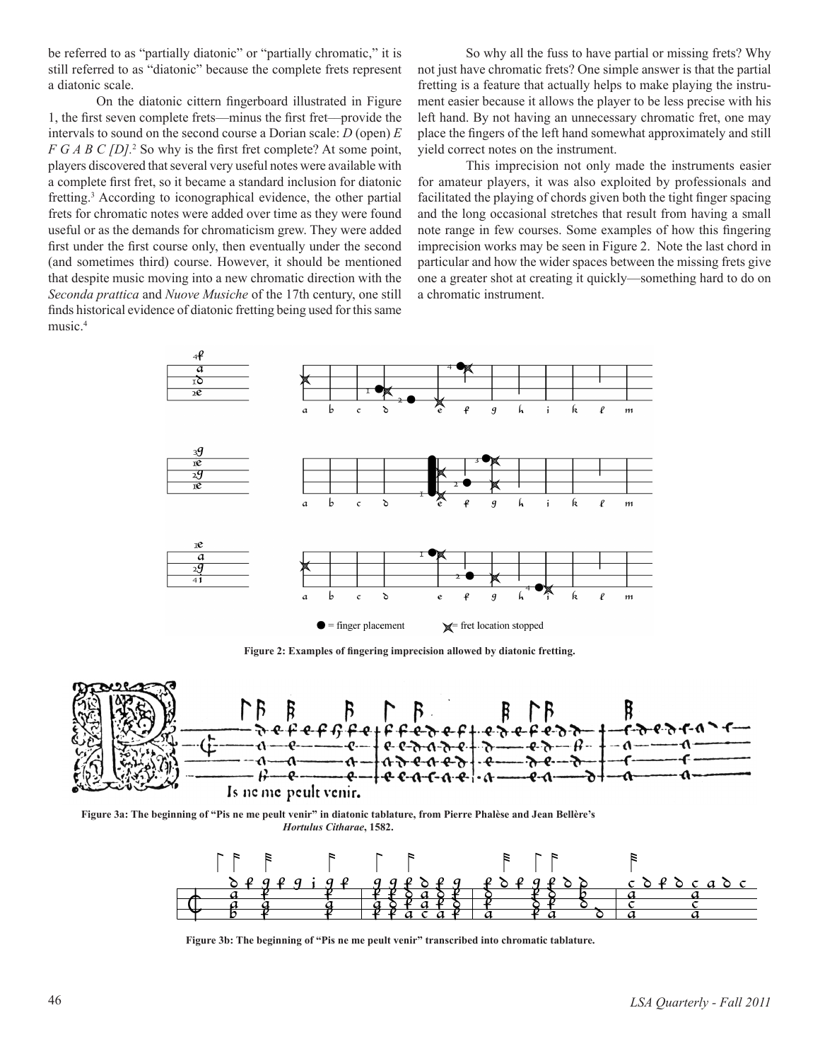be referred to as "partially diatonic" or "partially chromatic," it is still referred to as "diatonic" because the complete frets represent a diatonic scale.

On the diatonic cittern fingerboard illustrated in Figure 1, the first seven complete frets—minus the first fret—provide the intervals to sound on the second course a Dorian scale: *D* (open) *E F G A B C [D]*.[2] So why is the first fret complete? At some point, players discovered that several very useful notes were available with a complete first fret, so it became a standard inclusion for diatonic fretting.[3] According to iconographical evidence, the other partial frets for chromatic notes were added over time as they were found useful or as the demands for chromaticism grew. They were added first under the first course only, then eventually under the second (and sometimes third) course. However, it should be mentioned that despite music moving into a new chromatic direction with the *Seconda prattica* and *Nuove Musiche* of the 17th century, one still finds historical evidence of diatonic fretting being used for this same music.[4]

So why all the fuss to have partial or missing frets? Why not just have chromatic frets? One simple answer is that the partial fretting is a feature that actually helps to make playing the instrument easier because it allows the player to be less precise with his left hand. By not having an unnecessary chromatic fret, one may place the fingers of the left hand somewhat approximately and still yield correct notes on the instrument.

This imprecision not only made the instruments easier for amateur players, it was also exploited by professionals and facilitated the playing of chords given both the tight finger spacing and the long occasional stretches that result from having a small note range in few courses. Some examples of how this fingering imprecision works may be seen in Figure 2. Note the last chord in particular and how the wider spaces between the missing frets give one a greater shot at creating it quickly—something hard to do on a chromatic instrument.

● = finger placement ✕ = fret location stopped

**Figure 2: Examples of fingering imprecision allowed by diatonic fretting.**

**Figure 3a: The beginning of "Pis ne me peult venir" in diatonic tablature, from Pierre Phalèse and Jean Bellère's *Hortulus Citharae*, 1582.**

**Figure 3b: The beginning of "Pis ne me peult venir" transcribed into chromatic tablature.**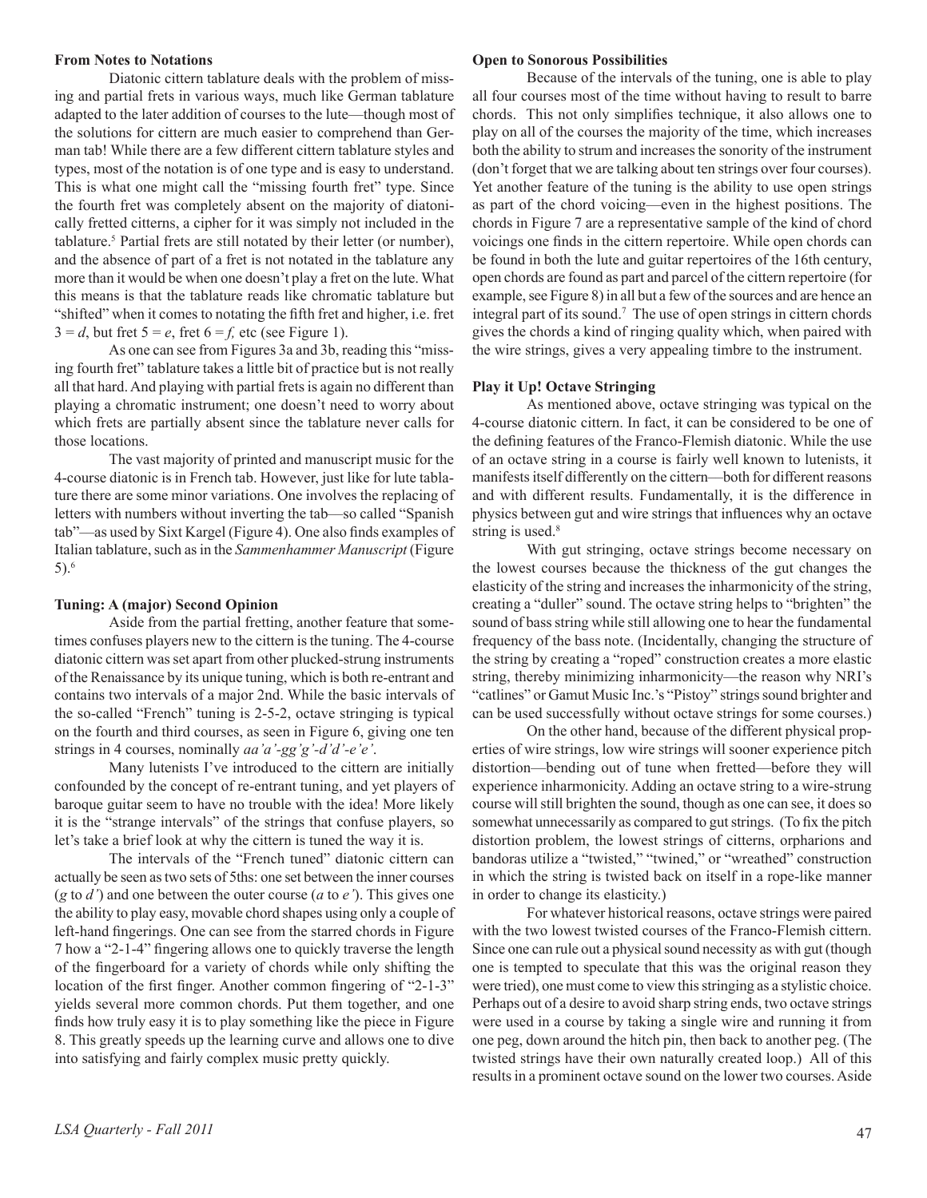### From Notes to Notations

Diatonic cittern tablature deals with the problem of missing and partial frets in various ways, much like German tablature adapted to the later addition of courses to the lute—though most of the solutions for cittern are much easier to comprehend than German tab! While there are a few different cittern tablature styles and types, most of the notation is of one type and is easy to understand. This is what one might call the "missing fourth fret" type. Since the fourth fret was completely absent on the majority of diatonically fretted citterns, a cipher for it was simply not included in the tablature.[5] Partial frets are still notated by their letter (or number), and the absence of part of a fret is not notated in the tablature any more than it would be when one doesn't play a fret on the lute. What this means is that the tablature reads like chromatic tablature but "shifted" when it comes to notating the fifth fret and higher, i.e. fret 3 = *d*, but fret 5 = *e*, fret 6 = *f,* etc (see Figure 1).

As one can see from Figures 3a and 3b, reading this "missing fourth fret" tablature takes a little bit of practice but is not really all that hard. And playing with partial frets is again no different than playing a chromatic instrument; one doesn't need to worry about which frets are partially absent since the tablature never calls for those locations.

The vast majority of printed and manuscript music for the 4-course diatonic is in French tab. However, just like for lute tablature there are some minor variations. One involves the replacing of letters with numbers without inverting the tab—so called "Spanish tab"—as used by Sixt Kargel (Figure 4). One also finds examples of Italian tablature, such as in the *Sammenhammer Manuscript* (Figure 5).[6]

### Tuning: A (major) Second Opinion

Aside from the partial fretting, another feature that sometimes confuses players new to the cittern is the tuning. The 4-course diatonic cittern was set apart from other plucked-strung instruments of the Renaissance by its unique tuning, which is both re-entrant and contains two intervals of a major 2nd. While the basic intervals of the so-called "French" tuning is 2-5-2, octave stringing is typical on the fourth and third courses, as seen in Figure 6, giving one ten strings in 4 courses, nominally *aa'a'-gg'g'-d'd'-e'e'*.

Many lutenists I've introduced to the cittern are initially confounded by the concept of re-entrant tuning, and yet players of baroque guitar seem to have no trouble with the idea! More likely it is the "strange intervals" of the strings that confuse players, so let's take a brief look at why the cittern is tuned the way it is.

The intervals of the "French tuned" diatonic cittern can actually be seen as two sets of 5ths: one set between the inner courses (*g* to *d'*) and one between the outer course (*a* to *e'*). This gives one the ability to play easy, movable chord shapes using only a couple of left-hand fingerings. One can see from the starred chords in Figure 7 how a "2-1-4" fingering allows one to quickly traverse the length of the fingerboard for a variety of chords while only shifting the location of the first finger. Another common fingering of "2-1-3" yields several more common chords. Put them together, and one finds how truly easy it is to play something like the piece in Figure 8. This greatly speeds up the learning curve and allows one to dive into satisfying and fairly complex music pretty quickly.

### Open to Sonorous Possibilities

Because of the intervals of the tuning, one is able to play all four courses most of the time without having to result to barre chords. This not only simplifies technique, it also allows one to play on all of the courses the majority of the time, which increases both the ability to strum and increases the sonority of the instrument (don't forget that we are talking about ten strings over four courses). Yet another feature of the tuning is the ability to use open strings as part of the chord voicing—even in the highest positions. The chords in Figure 7 are a representative sample of the kind of chord voicings one finds in the cittern repertoire. While open chords can be found in both the lute and guitar repertoires of the 16th century, open chords are found as part and parcel of the cittern repertoire (for example, see Figure 8) in all but a few of the sources and are hence an integral part of its sound.[7] The use of open strings in cittern chords gives the chords a kind of ringing quality which, when paired with the wire strings, gives a very appealing timbre to the instrument.

### Play it Up! Octave Stringing

As mentioned above, octave stringing was typical on the 4-course diatonic cittern. In fact, it can be considered to be one of the defining features of the Franco-Flemish diatonic. While the use of an octave string in a course is fairly well known to lutenists, it manifests itself differently on the cittern—both for different reasons and with different results. Fundamentally, it is the difference in physics between gut and wire strings that influences why an octave string is used.[8]

With gut stringing, octave strings become necessary on the lowest courses because the thickness of the gut changes the elasticity of the string and increases the inharmonicity of the string, creating a "duller" sound. The octave string helps to "brighten" the sound of bass string while still allowing one to hear the fundamental frequency of the bass note. (Incidentally, changing the structure of the string by creating a "roped" construction creates a more elastic string, thereby minimizing inharmonicity—the reason why NRI's "catlines" or Gamut Music Inc.'s "Pistoy" strings sound brighter and can be used successfully without octave strings for some courses.)

On the other hand, because of the different physical properties of wire strings, low wire strings will sooner experience pitch distortion—bending out of tune when fretted—before they will experience inharmonicity. Adding an octave string to a wire-strung course will still brighten the sound, though as one can see, it does so somewhat unnecessarily as compared to gut strings. (To fix the pitch distortion problem, the lowest strings of citterns, orpharions and bandoras utilize a "twisted," "twined," or "wreathed" construction in which the string is twisted back on itself in a rope-like manner in order to change its elasticity.)

For whatever historical reasons, octave strings were paired with the two lowest twisted courses of the Franco-Flemish cittern. Since one can rule out a physical sound necessity as with gut (though one is tempted to speculate that this was the original reason they were tried), one must come to view this stringing as a stylistic choice. Perhaps out of a desire to avoid sharp string ends, two octave strings were used in a course by taking a single wire and running it from one peg, down around the hitch pin, then back to another peg. (The twisted strings have their own naturally created loop.) All of this results in a prominent octave sound on the lower two courses. Aside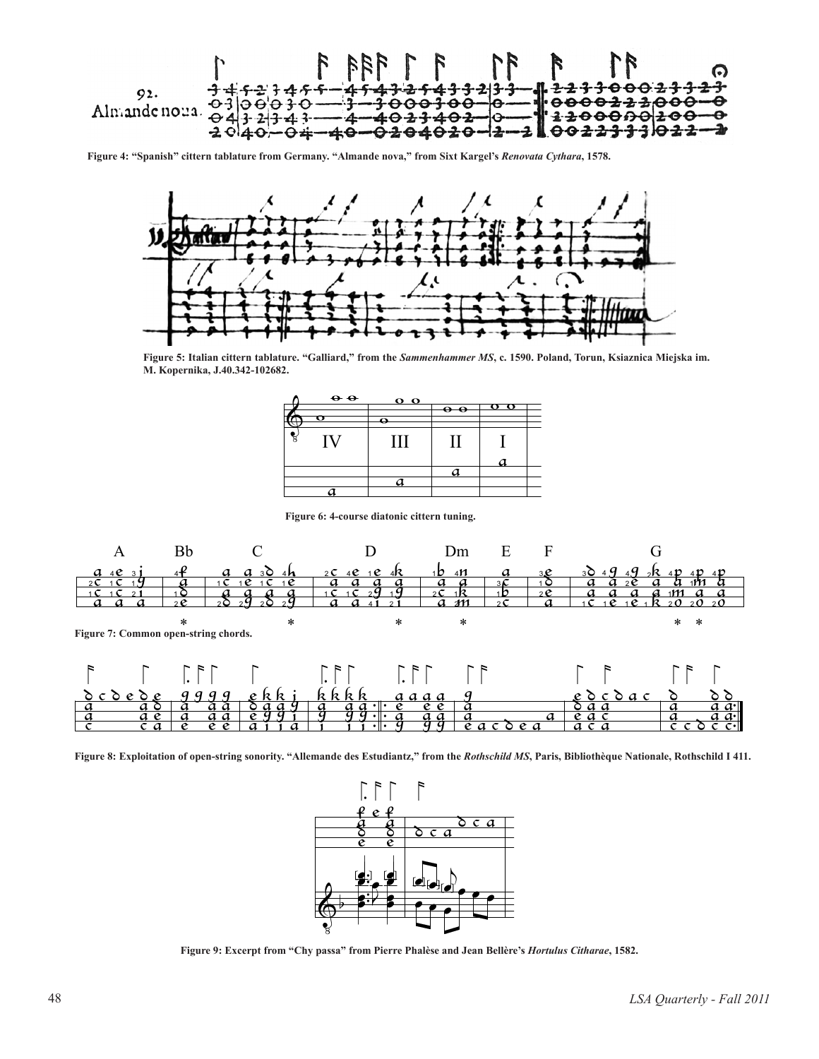Figure 4: "Spanish" cittern tablature from Germany. "Almande nova," from Sixt Kargel's *Renovata Cythara*, 1578.

Figure 5: Italian cittern tablature. "Galliard," from the *Sammenhammer MS*, c. 1590. Poland, Torun, Ksiaznica Miejska im. M. Kopernika, J.40.342-102682.

Figure 6: 4-course diatonic cittern tuning.

Figure 7: Common open-string chords.

Figure 8: Exploitation of open-string sonority. "Allemande des Estudiantz," from the *Rothschild MS*, Paris, Bibliothèque Nationale, Rothschild I 411.

Figure 9: Excerpt from "Chy passa" from Pierre Phalèse and Jean Bellère's *Hortulus Citharae*, 1582.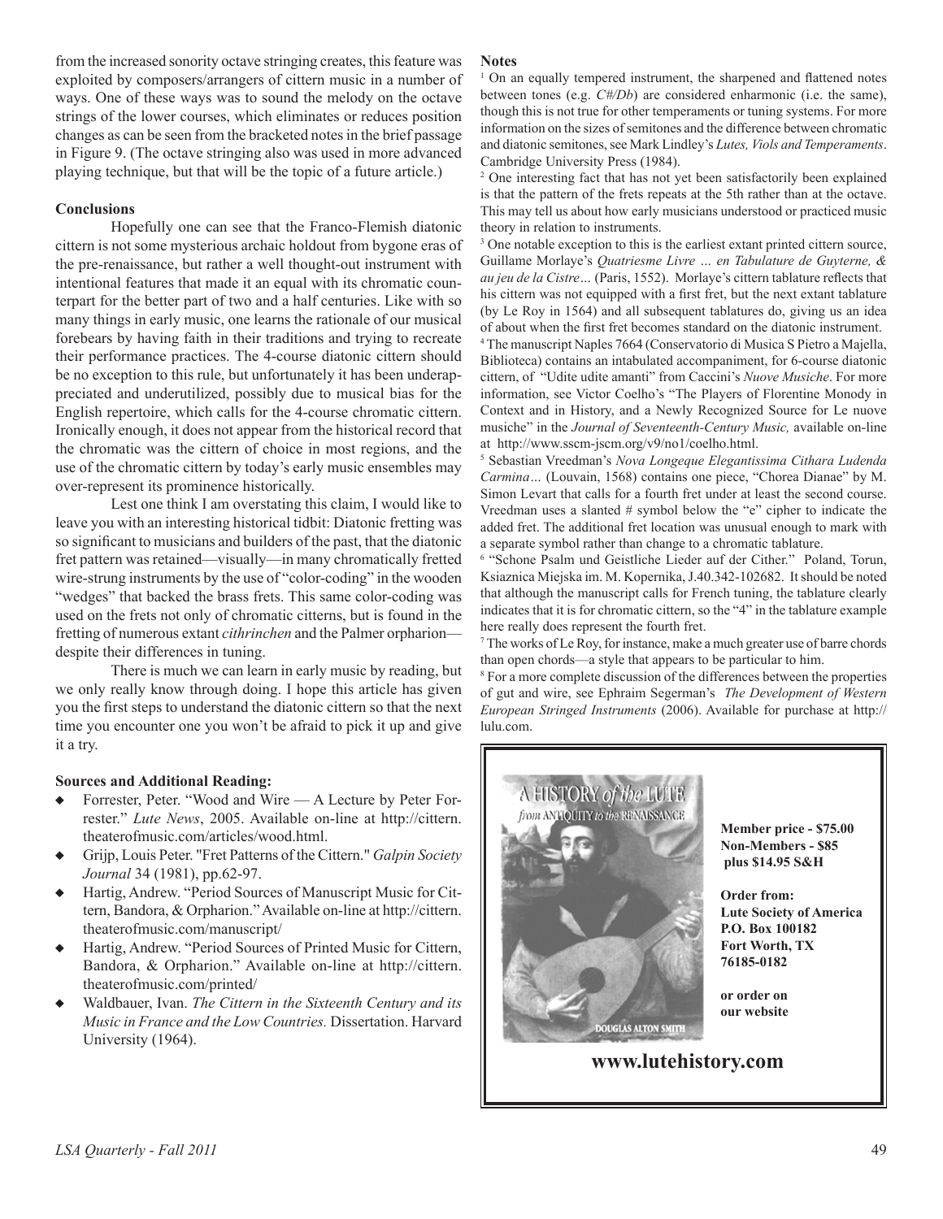from the increased sonority octave stringing creates, this feature was exploited by composers/arrangers of cittern music in a number of ways. One of these ways was to sound the melody on the octave strings of the lower courses, which eliminates or reduces position changes as can be seen from the bracketed notes in the brief passage in Figure 9. (The octave stringing also was used in more advanced playing technique, but that will be the topic of a future article.)

**Conclusions**

Hopefully one can see that the Franco-Flemish diatonic cittern is not some mysterious archaic holdout from bygone eras of the pre-renaissance, but rather a well thought-out instrument with intentional features that made it an equal with its chromatic counterpart for the better part of two and a half centuries. Like with so many things in early music, one learns the rationale of our musical forebears by having faith in their traditions and trying to recreate their performance practices. The 4-course diatonic cittern should be no exception to this rule, but unfortunately it has been underappreciated and underutilized, possibly due to musical bias for the English repertoire, which calls for the 4-course chromatic cittern. Ironically enough, it does not appear from the historical record that the chromatic was the cittern of choice in most regions, and the use of the chromatic cittern by today's early music ensembles may over-represent its prominence historically.

Lest one think I am overstating this claim, I would like to leave you with an interesting historical tidbit: Diatonic fretting was so significant to musicians and builders of the past, that the diatonic fret pattern was retained—visually—in many chromatically fretted wire-strung instruments by the use of "color-coding" in the wooden "wedges" that backed the brass frets. This same color-coding was used on the frets not only of chromatic citterns, but is found in the fretting of numerous extant *cithrinchen* and the Palmer orpharion—despite their differences in tuning.

There is much we can learn in early music by reading, but we only really know through doing. I hope this article has given you the first steps to understand the diatonic cittern so that the next time you encounter one you won't be afraid to pick it up and give it a try.

**Sources and Additional Reading:**

- Forrester, Peter. "Wood and Wire — A Lecture by Peter Forrester." *Lute News*, 2005. Available on-line at http://cittern.theaterofmusic.com/articles/wood.html.
- Grijp, Louis Peter. "Fret Patterns of the Cittern." *Galpin Society Journal* 34 (1981), pp.62-97.
- Hartig, Andrew. "Period Sources of Manuscript Music for Cittern, Bandora, & Orpharion." Available on-line at http://cittern.theaterofmusic.com/manuscript/
- Hartig, Andrew. "Period Sources of Printed Music for Cittern, Bandora, & Orpharion." Available on-line at http://cittern.theaterofmusic.com/printed/
- Waldbauer, Ivan. *The Cittern in the Sixteenth Century and its Music in France and the Low Countries.* Dissertation. Harvard University (1964).

**Notes**

[1] On an equally tempered instrument, the sharpened and flattened notes between tones (e.g. *C#/Db*) are considered enharmonic (i.e. the same), though this is not true for other temperaments or tuning systems. For more information on the sizes of semitones and the difference between chromatic and diatonic semitones, see Mark Lindley's *Lutes, Viols and Temperaments*. Cambridge University Press (1984).

[2] One interesting fact that has not yet been satisfactorily been explained is that the pattern of the frets repeats at the 5th rather than at the octave. This may tell us about how early musicians understood or practiced music theory in relation to instruments.

[3] One notable exception to this is the earliest extant printed cittern source, Guillame Morlaye's *Quatriesme Livre … en Tabulature de Guyterne, & au jeu de la Cistre…* (Paris, 1552). Morlaye's cittern tablature reflects that his cittern was not equipped with a first fret, but the next extant tablature (by Le Roy in 1564) and all subsequent tablatures do, giving us an idea of about when the first fret becomes standard on the diatonic instrument.

[4] The manuscript Naples 7664 (Conservatorio di Musica S Pietro a Majella, Biblioteca) contains an intabulated accompaniment, for 6-course diatonic cittern, of "Udite udite amanti" from Caccini's *Nuove Musiche*. For more information, see Victor Coelho's "The Players of Florentine Monody in Context and in History, and a Newly Recognized Source for Le nuove musiche" in the *Journal of Seventeenth-Century Music,* available on-line at http://www.sscm-jscm.org/v9/no1/coelho.html.

[5] Sebastian Vreedman's *Nova Longeque Elegantissima Cithara Ludenda Carmina…* (Louvain, 1568) contains one piece, "Chorea Dianae" by M. Simon Levart that calls for a fourth fret under at least the second course. Vreedman uses a slanted # symbol below the "e" cipher to indicate the added fret. The additional fret location was unusual enough to mark with a separate symbol rather than change to a chromatic tablature.

[6] "Schone Psalm und Geistliche Lieder auf der Cither." Poland, Torun, Ksiaznica Miejska im. M. Kopernika, J.40.342-102682. It should be noted that although the manuscript calls for French tuning, the tablature clearly indicates that it is for chromatic cittern, so the "4" in the tablature example here really does represent the fourth fret.

[7] The works of Le Roy, for instance, make a much greater use of barre chords than open chords—a style that appears to be particular to him.

[8] For a more complete discussion of the differences between the properties of gut and wire, see Ephraim Segerman's *The Development of Western European Stringed Instruments* (2006). Available for purchase at http://lulu.com.

A HISTORY of the LUTE from ANTIQUITY to the RENAISSANCE

DOUGLAS ALTON SMITH

**Member price - $75.00**
**Non-Members - $85**
**plus $14.95 S&H**

**Order from:**
**Lute Society of America**
**P.O. Box 100182**
**Fort Worth, TX**
**76185-0182**

**or order on our website**

**www.lutehistory.com**